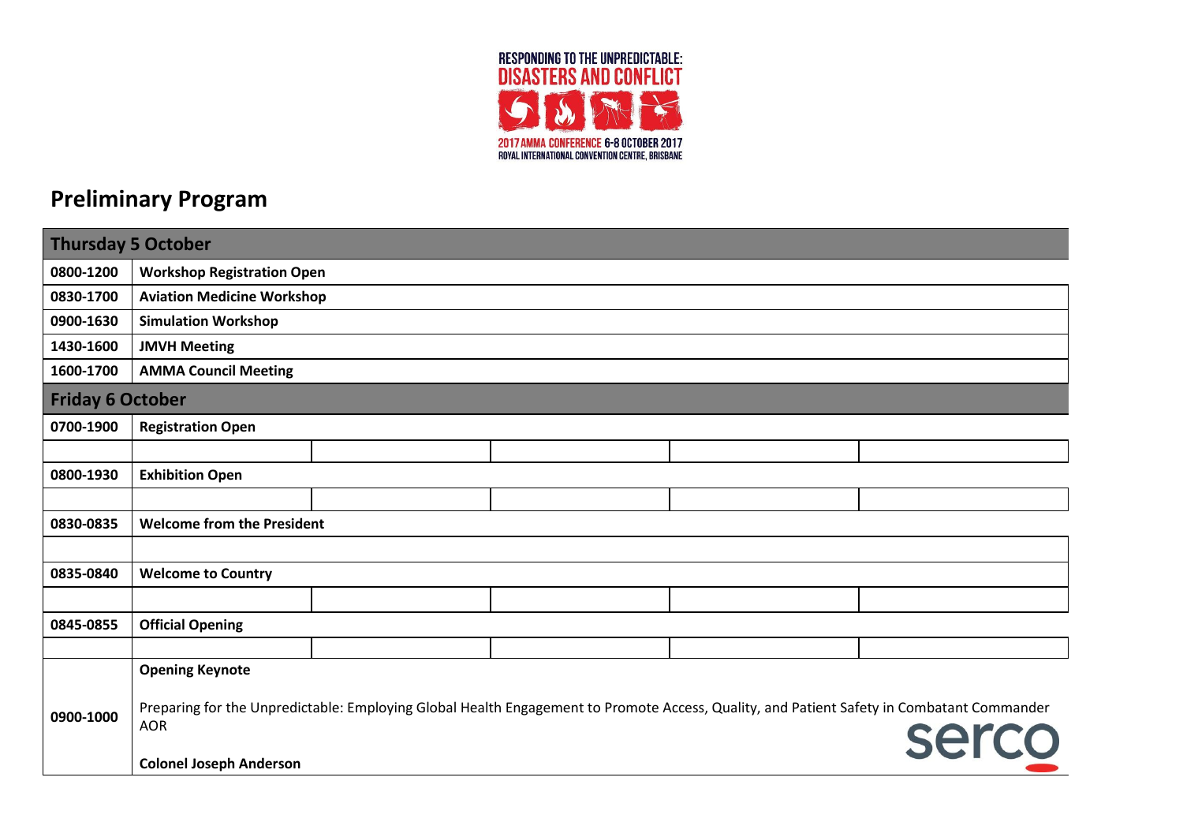RESPONDING TO THE UNPREDICTABLE:
DISASTERS AND CONFLICT

2017 AMMA CONFERENCE 6-8 OCTOBER 2017
ROYAL INTERNATIONAL CONVENTION CENTRE, BRISBANE

# Preliminary Program

| **Thursday 5 October** | |
|---|---|
| **0800-1200** | **Workshop Registration Open** |
| **0830-1700** | **Aviation Medicine Workshop** |
| **0900-1630** | **Simulation Workshop** |
| **1430-1600** | **JMVH Meeting** |
| **1600-1700** | **AMMA Council Meeting** |
| **Friday 6 October** | |
| **0700-1900** | **Registration Open** |
| **0800-1930** | **Exhibition Open** |
| **0830-0835** | **Welcome from the President** |
| **0835-0840** | **Welcome to Country** |
| **0845-0855** | **Official Opening** |
| **0900-1000** | **Opening Keynote**<br><br>Preparing for the Unpredictable: Employing Global Health Engagement to Promote Access, Quality, and Patient Safety in Combatant Commander AOR<br><br>**Colonel Joseph Anderson** |

serco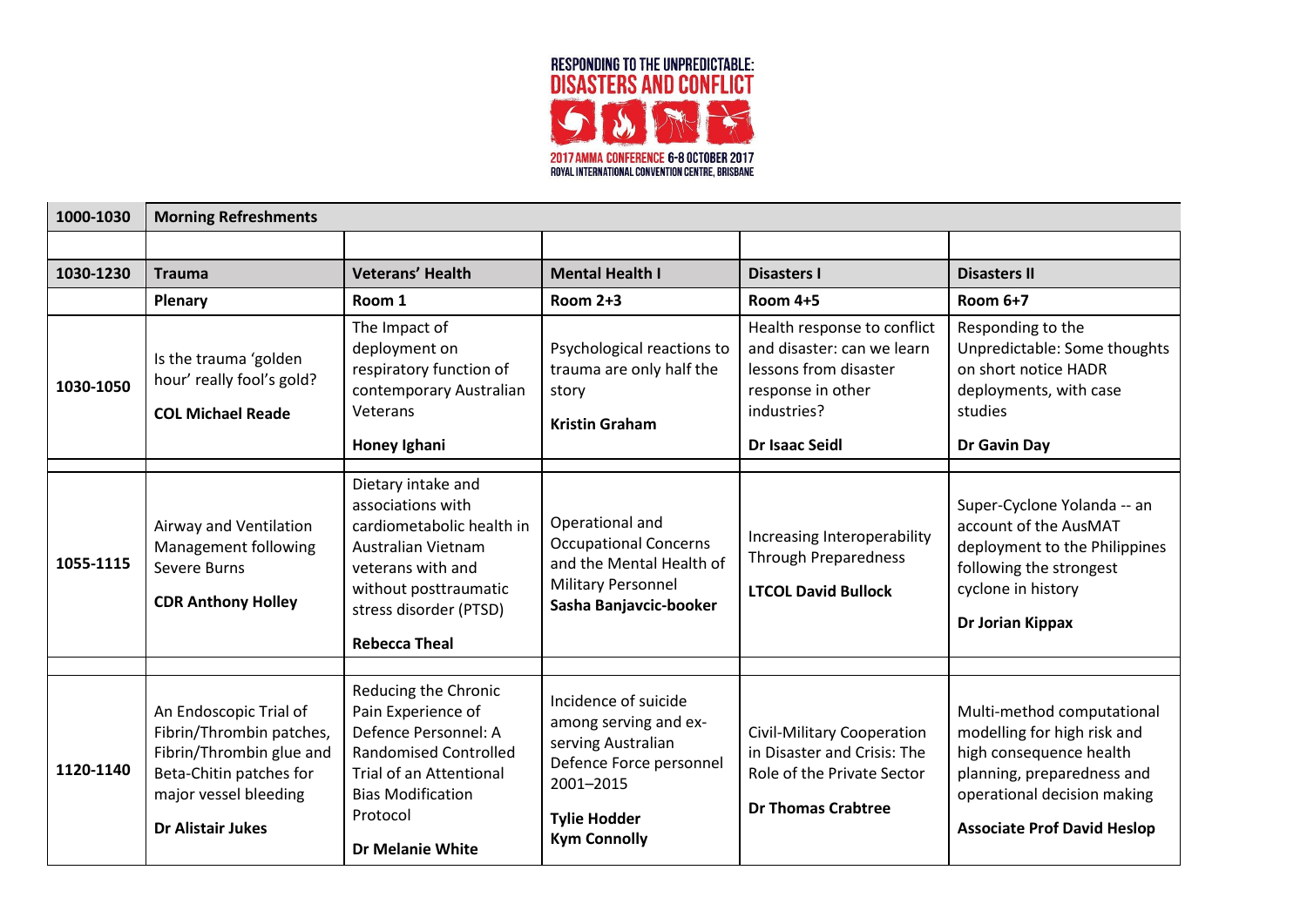RESPONDING TO THE UNPREDICTABLE: DISASTERS AND CONFLICT

2017 AMMA CONFERENCE 6-8 OCTOBER 2017
ROYAL INTERNATIONAL CONVENTION CENTRE, BRISBANE

| 1000-1030 | **Morning Refreshments** | | | | |
|---|---|---|---|---|---|
| | | | | | |
| **1030-1230** | **Trauma** | **Veterans' Health** | **Mental Health I** | **Disasters I** | **Disasters II** |
| | **Plenary** | **Room 1** | **Room 2+3** | **Room 4+5** | **Room 6+7** |
| **1030-1050** | Is the trauma 'golden hour' really fool's gold? **COL Michael Reade** | The Impact of deployment on respiratory function of contemporary Australian Veterans **Honey Ighani** | Psychological reactions to trauma are only half the story **Kristin Graham** | Health response to conflict and disaster: can we learn lessons from disaster response in other industries? **Dr Isaac Seidl** | Responding to the Unpredictable: Some thoughts on short notice HADR deployments, with case studies **Dr Gavin Day** |
| | | | | | |
| **1055-1115** | Airway and Ventilation Management following Severe Burns **CDR Anthony Holley** | Dietary intake and associations with cardiometabolic health in Australian Vietnam veterans with and without posttraumatic stress disorder (PTSD) **Rebecca Theal** | Operational and Occupational Concerns and the Mental Health of Military Personnel **Sasha Banjavcic-booker** | Increasing Interoperability Through Preparedness **LTCOL David Bullock** | Super-Cyclone Yolanda -- an account of the AusMAT deployment to the Philippines following the strongest cyclone in history **Dr Jorian Kippax** |
| | | | | | |
| **1120-1140** | An Endoscopic Trial of Fibrin/Thrombin patches, Fibrin/Thrombin glue and Beta-Chitin patches for major vessel bleeding **Dr Alistair Jukes** | Reducing the Chronic Pain Experience of Defence Personnel: A Randomised Controlled Trial of an Attentional Bias Modification Protocol **Dr Melanie White** | Incidence of suicide among serving and ex-serving Australian Defence Force personnel 2001–2015 **Tylie Hodder** **Kym Connolly** | Civil-Military Cooperation in Disaster and Crisis: The Role of the Private Sector **Dr Thomas Crabtree** | Multi-method computational modelling for high risk and high consequence health planning, preparedness and operational decision making **Associate Prof David Heslop** |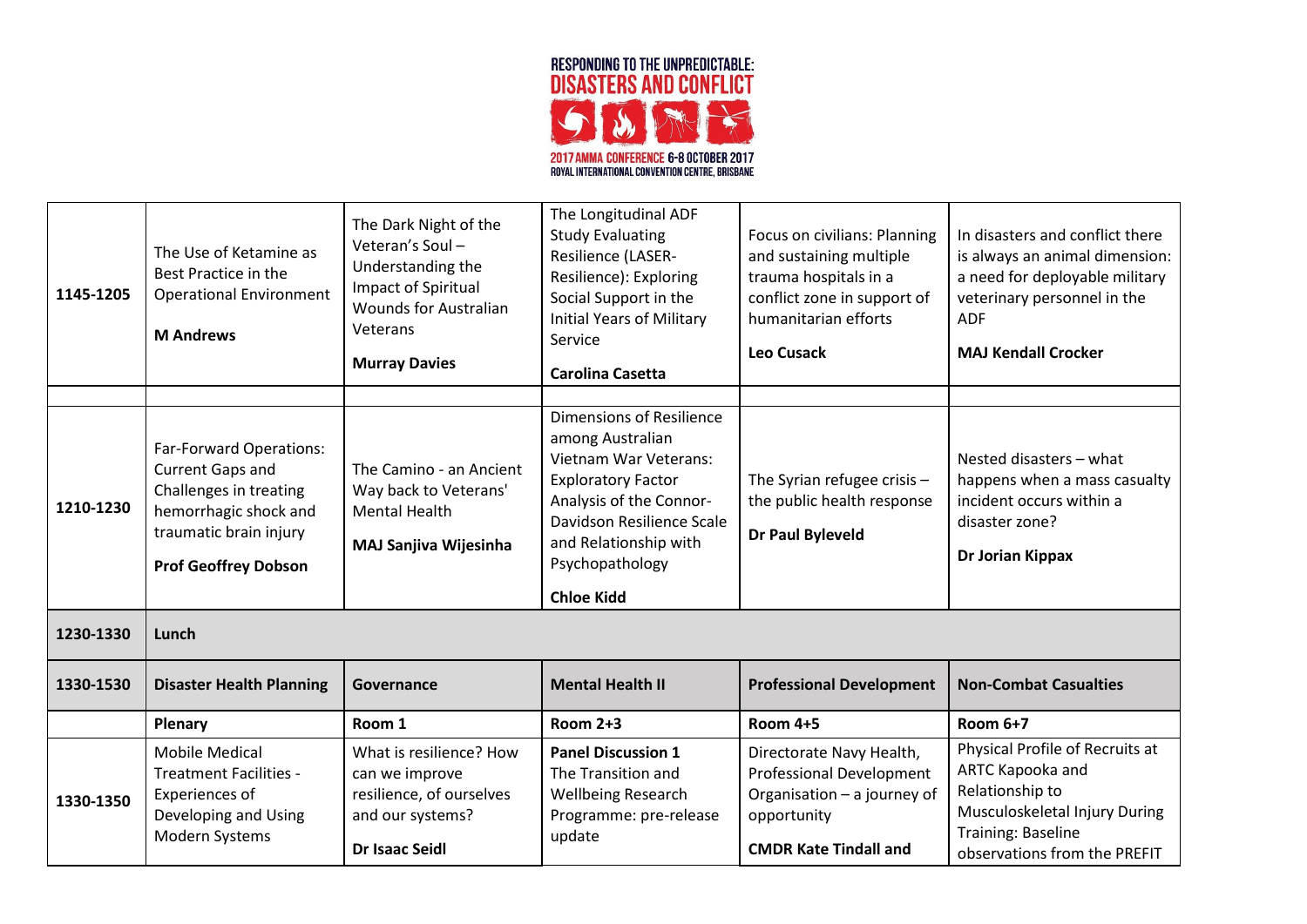| | | | | | |
|---|---|---|---|---|---|
| 1145-1205 | The Use of Ketamine as Best Practice in the Operational Environment **M Andrews** | The Dark Night of the Veteran's Soul – Understanding the Impact of Spiritual Wounds for Australian Veterans **Murray Davies** | The Longitudinal ADF Study Evaluating Resilience (LASER-Resilience): Exploring Social Support in the Initial Years of Military Service **Carolina Casetta** | Focus on civilians: Planning and sustaining multiple trauma hospitals in a conflict zone in support of humanitarian efforts **Leo Cusack** | In disasters and conflict there is always an animal dimension: a need for deployable military veterinary personnel in the ADF **MAJ Kendall Crocker** |
| | | | | | |
| 1210-1230 | Far-Forward Operations: Current Gaps and Challenges in treating hemorrhagic shock and traumatic brain injury **Prof Geoffrey Dobson** | The Camino - an Ancient Way back to Veterans' Mental Health **MAJ Sanjiva Wijesinha** | Dimensions of Resilience among Australian Vietnam War Veterans: Exploratory Factor Analysis of the Connor-Davidson Resilience Scale and Relationship with Psychopathology **Chloe Kidd** | The Syrian refugee crisis – the public health response **Dr Paul Byleveld** | Nested disasters – what happens when a mass casualty incident occurs within a disaster zone? **Dr Jorian Kippax** |
| **1230-1330** | **Lunch** | | | | |
| **1330-1530** | **Disaster Health Planning** | **Governance** | **Mental Health II** | **Professional Development** | **Non-Combat Casualties** |
| | **Plenary** | **Room 1** | **Room 2+3** | **Room 4+5** | **Room 6+7** |
| 1330-1350 | Mobile Medical Treatment Facilities - Experiences of Developing and Using Modern Systems | What is resilience? How can we improve resilience, of ourselves and our systems? **Dr Isaac Seidl** | **Panel Discussion 1** The Transition and Wellbeing Research Programme: pre-release update | Directorate Navy Health, Professional Development Organisation – a journey of opportunity **CMDR Kate Tindall and** | Physical Profile of Recruits at ARTC Kapooka and Relationship to Musculoskeletal Injury During Training: Baseline observations from the PREFIT |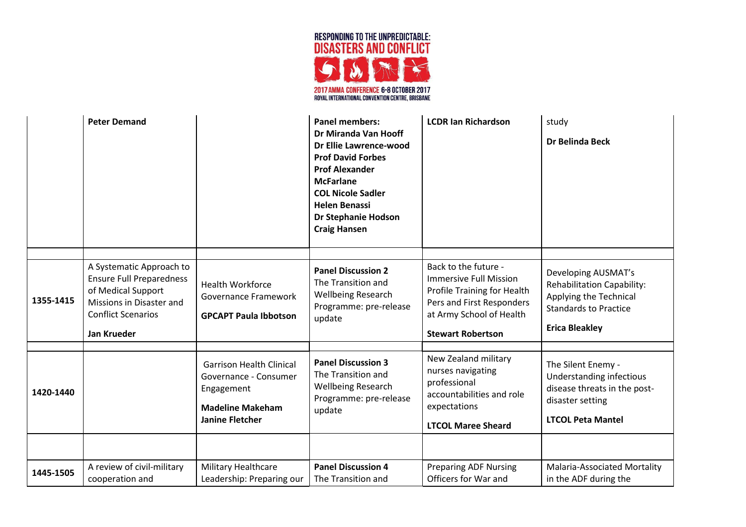| | | | | | |
|---|---|---|---|---|---|
| | **Peter Demand** | | **Panel members:** **Dr Miranda Van Hooff** **Dr Ellie Lawrence-wood** **Prof David Forbes** **Prof Alexander McFarlane** **COL Nicole Sadler** **Helen Benassi** **Dr Stephanie Hodson** **Craig Hansen** | **LCDR Ian Richardson** | study **Dr Belinda Beck** |
| | | | | | |
| 1355-1415 | A Systematic Approach to Ensure Full Preparedness of Medical Support Missions in Disaster and Conflict Scenarios **Jan Krueder** | Health Workforce Governance Framework **GPCAPT Paula Ibbotson** | **Panel Discussion 2** The Transition and Wellbeing Research Programme: pre-release update | Back to the future - Immersive Full Mission Profile Training for Health Pers and First Responders at Army School of Health **Stewart Robertson** | Developing AUSMAT's Rehabilitation Capability: Applying the Technical Standards to Practice **Erica Bleakley** |
| | | | | | |
| 1420-1440 | | Garrison Health Clinical Governance - Consumer Engagement **Madeline Makeham** **Janine Fletcher** | **Panel Discussion 3** The Transition and Wellbeing Research Programme: pre-release update | New Zealand military nurses navigating professional accountabilities and role expectations **LTCOL Maree Sheard** | The Silent Enemy - Understanding infectious disease threats in the post-disaster setting **LTCOL Peta Mantel** |
| | | | | | |
| 1445-1505 | A review of civil-military cooperation and | Military Healthcare Leadership: Preparing our | **Panel Discussion 4** The Transition and | Preparing ADF Nursing Officers for War and | Malaria-Associated Mortality in the ADF during the |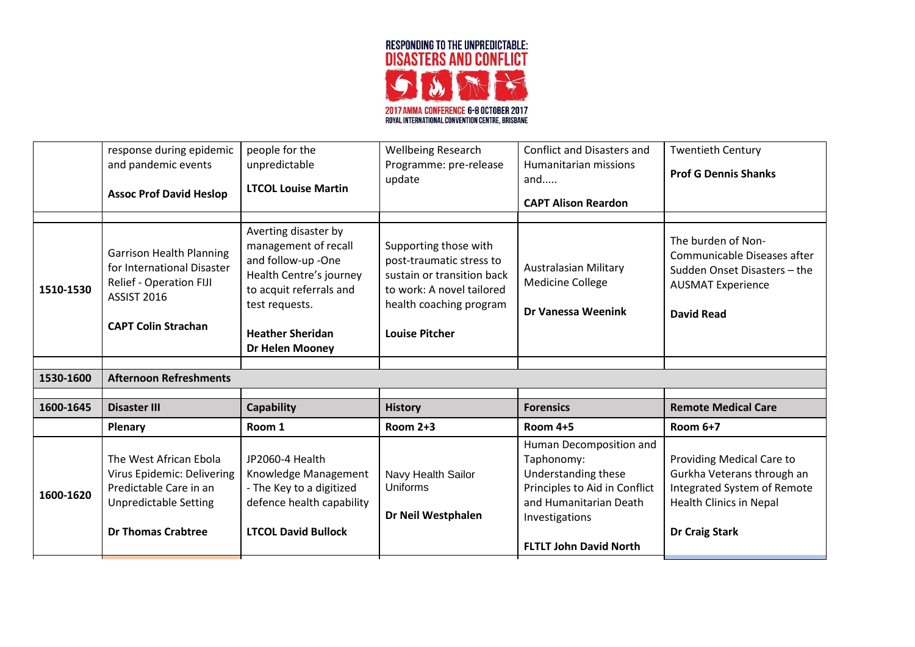| | | | | | |
|---|---|---|---|---|---|
| | response during epidemic and pandemic events **Assoc Prof David Heslop** | people for the unpredictable **LTCOL Louise Martin** | Wellbeing Research Programme: pre-release update | Conflict and Disasters and Humanitarian missions and..... **CAPT Alison Reardon** | Twentieth Century **Prof G Dennis Shanks** |
| | | | | | |
| **1510-1530** | Garrison Health Planning for International Disaster Relief - Operation FIJI ASSIST 2016 **CAPT Colin Strachan** | Averting disaster by management of recall and follow-up -One Health Centre's journey to acquit referrals and test requests. **Heather Sheridan** **Dr Helen Mooney** | Supporting those with post-traumatic stress to sustain or transition back to work: A novel tailored health coaching program **Louise Pitcher** | Australasian Military Medicine College **Dr Vanessa Weenink** | The burden of Non-Communicable Diseases after Sudden Onset Disasters – the AUSMAT Experience **David Read** |
| | | | | | |
| **1530-1600** | **Afternoon Refreshments** | | | | |
| | | | | | |
| **1600-1645** | **Disaster III** | **Capability** | **History** | **Forensics** | **Remote Medical Care** |
| | **Plenary** | **Room 1** | **Room 2+3** | **Room 4+5** | **Room 6+7** |
| **1600-1620** | The West African Ebola Virus Epidemic: Delivering Predictable Care in an Unpredictable Setting **Dr Thomas Crabtree** | JP2060-4 Health Knowledge Management - The Key to a digitized defence health capability **LTCOL David Bullock** | Navy Health Sailor Uniforms **Dr Neil Westphalen** | Human Decomposition and Taphonomy: Understanding these Principles to Aid in Conflict and Humanitarian Death Investigations **FLTLT John David North** | Providing Medical Care to Gurkha Veterans through an Integrated System of Remote Health Clinics in Nepal **Dr Craig Stark** |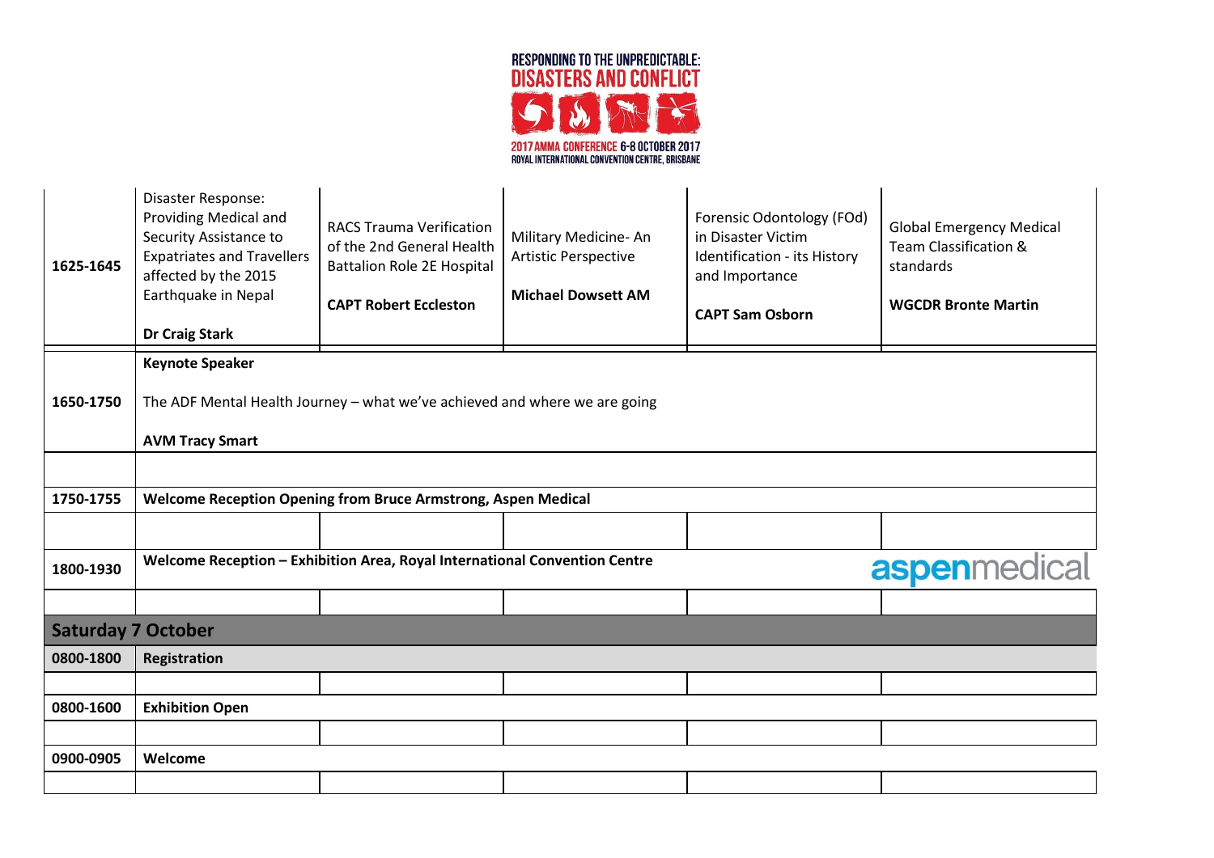| | | | | | |
|---|---|---|---|---|---|
| 1625-1645 | Disaster Response: Providing Medical and Security Assistance to Expatriates and Travellers affected by the 2015 Earthquake in Nepal<br><br>**Dr Craig Stark** | RACS Trauma Verification of the 2nd General Health Battalion Role 2E Hospital<br><br>**CAPT Robert Eccleston** | Military Medicine- An Artistic Perspective<br><br>**Michael Dowsett AM** | Forensic Odontology (FOd) in Disaster Victim Identification - its History and Importance<br><br>**CAPT Sam Osborn** | Global Emergency Medical Team Classification & standards<br><br>**WGCDR Bronte Martin** |
| 1650-1750 | **Keynote Speaker**<br><br>The ADF Mental Health Journey – what we've achieved and where we are going<br><br>**AVM Tracy Smart** | | | | |
| | | | | | |
| 1750-1755 | **Welcome Reception Opening from Bruce Armstrong, Aspen Medical** | | | | |
| | | | | | |
| 1800-1930 | **Welcome Reception – Exhibition Area, Royal International Convention Centre** | | | | aspenmedical |
| | | | | | |
| **Saturday 7 October** | | | | | |
| 0800-1800 | **Registration** | | | | |
| | | | | | |
| 0800-1600 | **Exhibition Open** | | | | |
| | | | | | |
| 0900-0905 | **Welcome** | | | | |
| | | | | | |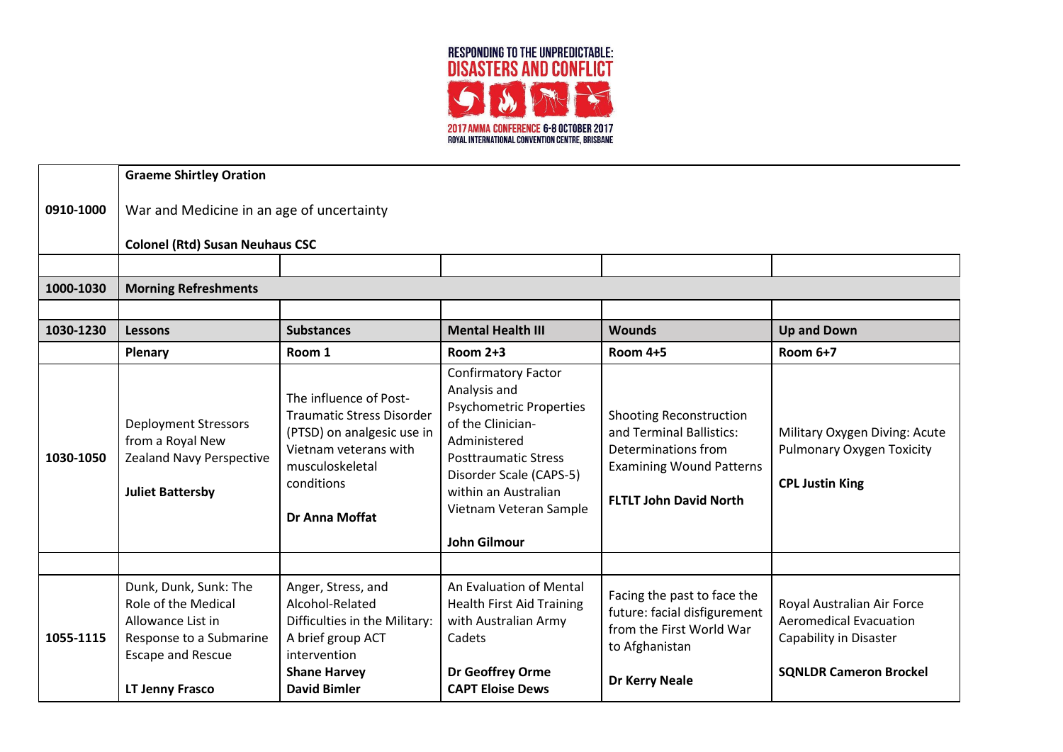| | | | | | |
|---|---|---|---|---|---|
| 0910-1000 | **Graeme Shirtley Oration**<br><br>War and Medicine in an age of uncertainty<br><br>**Colonel (Rtd) Susan Neuhaus CSC** | | | | |
| | | | | | |
| **1000-1030** | **Morning Refreshments** | | | | |
| | | | | | |
| **1030-1230** | **Lessons** | **Substances** | **Mental Health III** | **Wounds** | **Up and Down** |
| | **Plenary** | **Room 1** | **Room 2+3** | **Room 4+5** | **Room 6+7** |
| 1030-1050 | Deployment Stressors from a Royal New Zealand Navy Perspective<br><br>**Juliet Battersby** | The influence of Post-Traumatic Stress Disorder (PTSD) on analgesic use in Vietnam veterans with musculoskeletal conditions<br><br>**Dr Anna Moffat** | Confirmatory Factor Analysis and Psychometric Properties of the Clinician-Administered Posttraumatic Stress Disorder Scale (CAPS-5) within an Australian Vietnam Veteran Sample<br><br>**John Gilmour** | Shooting Reconstruction and Terminal Ballistics: Determinations from Examining Wound Patterns<br><br>**FLTLT John David North** | Military Oxygen Diving: Acute Pulmonary Oxygen Toxicity<br><br>**CPL Justin King** |
| | | | | | |
| 1055-1115 | Dunk, Dunk, Sunk: The Role of the Medical Allowance List in Response to a Submarine Escape and Rescue<br><br>**LT Jenny Frasco** | Anger, Stress, and Alcohol-Related Difficulties in the Military: A brief group ACT intervention<br>**Shane Harvey**<br>**David Bimler** | An Evaluation of Mental Health First Aid Training with Australian Army Cadets<br><br>**Dr Geoffrey Orme**<br>**CAPT Eloise Dews** | Facing the past to face the future: facial disfigurement from the First World War to Afghanistan<br><br>**Dr Kerry Neale** | Royal Australian Air Force Aeromedical Evacuation Capability in Disaster<br><br>**SQNLDR Cameron Brockel** |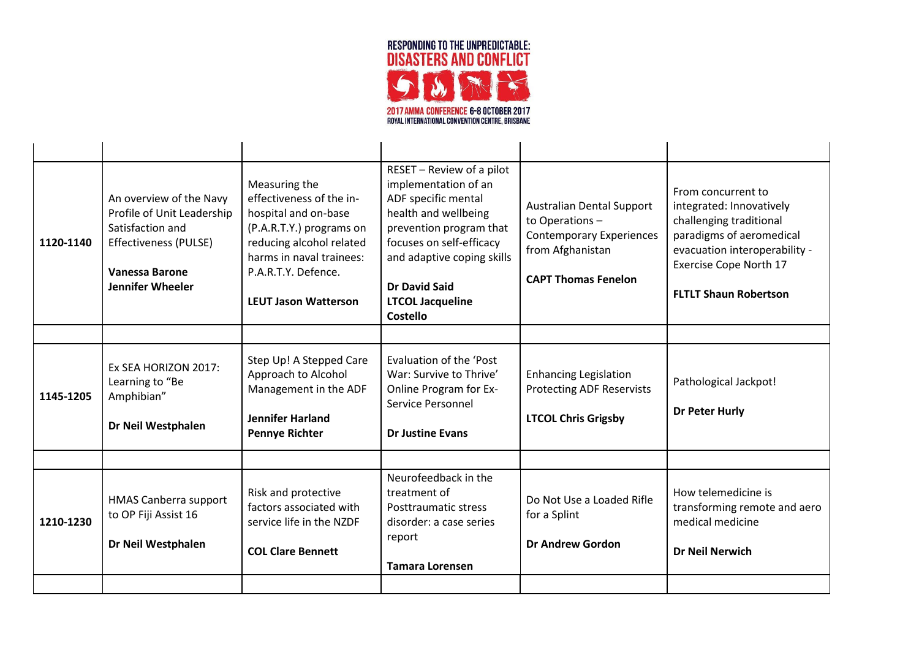| | | | | | |
|---|---|---|---|---|---|
| 1120-1140 | An overview of the Navy Profile of Unit Leadership Satisfaction and Effectiveness (PULSE)<br><br>**Vanessa Barone**<br>**Jennifer Wheeler** | Measuring the effectiveness of the in-hospital and on-base (P.A.R.T.Y.) programs on reducing alcohol related harms in naval trainees: P.A.R.T.Y. Defence.<br><br>**LEUT Jason Watterson** | RESET – Review of a pilot implementation of an ADF specific mental health and wellbeing prevention program that focuses on self-efficacy and adaptive coping skills<br><br>**Dr David Said**<br>**LTCOL Jacqueline Costello** | Australian Dental Support to Operations – Contemporary Experiences from Afghanistan<br><br>**CAPT Thomas Fenelon** | From concurrent to integrated: Innovatively challenging traditional paradigms of aeromedical evacuation interoperability - Exercise Cope North 17<br><br>**FLTLT Shaun Robertson** |
| | | | | | |
| 1145-1205 | Ex SEA HORIZON 2017: Learning to "Be Amphibian"<br><br>**Dr Neil Westphalen** | Step Up! A Stepped Care Approach to Alcohol Management in the ADF<br><br>**Jennifer Harland**<br>**Pennye Richter** | Evaluation of the 'Post War: Survive to Thrive' Online Program for Ex-Service Personnel<br><br>**Dr Justine Evans** | Enhancing Legislation Protecting ADF Reservists<br><br>**LTCOL Chris Grigsby** | Pathological Jackpot!<br><br>**Dr Peter Hurly** |
| | | | | | |
| 1210-1230 | HMAS Canberra support to OP Fiji Assist 16<br><br>**Dr Neil Westphalen** | Risk and protective factors associated with service life in the NZDF<br><br>**COL Clare Bennett** | Neurofeedback in the treatment of Posttraumatic stress disorder: a case series report<br><br>**Tamara Lorensen** | Do Not Use a Loaded Rifle for a Splint<br><br>**Dr Andrew Gordon** | How telemedicine is transforming remote and aero medical medicine<br><br>**Dr Neil Nerwich** |
| | | | | | |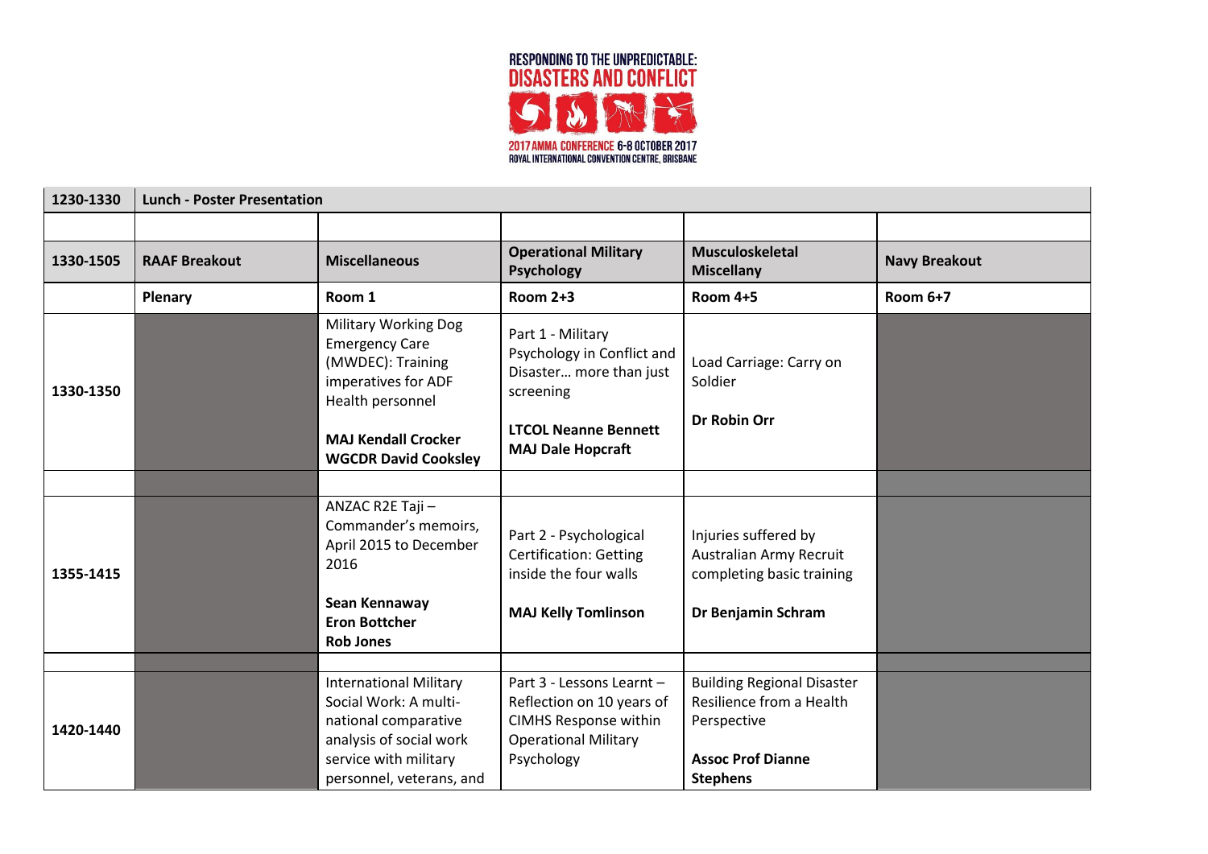RESPONDING TO THE UNPREDICTABLE: DISASTERS AND CONFLICT

2017 AMMA CONFERENCE 6-8 OCTOBER 2017
ROYAL INTERNATIONAL CONVENTION CENTRE, BRISBANE

| 1230-1330 | Lunch - Poster Presentation | | | | |
|---|---|---|---|---|---|
| | | | | | |
| **1330-1505** | **RAAF Breakout** | **Miscellaneous** | **Operational Military Psychology** | **Musculoskeletal Miscellany** | **Navy Breakout** |
| | **Plenary** | **Room 1** | **Room 2+3** | **Room 4+5** | **Room 6+7** |
| **1330-1350** | | Military Working Dog Emergency Care (MWDEC): Training imperatives for ADF Health personnel<br><br>**MAJ Kendall Crocker**<br>**WGCDR David Cooksley** | Part 1 - Military Psychology in Conflict and Disaster… more than just screening<br><br>**LTCOL Neanne Bennett**<br>**MAJ Dale Hopcraft** | Load Carriage: Carry on Soldier<br><br>**Dr Robin Orr** | |
| | | | | | |
| **1355-1415** | | ANZAC R2E Taji – Commander's memoirs, April 2015 to December 2016<br><br>**Sean Kennaway**<br>**Eron Bottcher**<br>**Rob Jones** | Part 2 - Psychological Certification: Getting inside the four walls<br><br>**MAJ Kelly Tomlinson** | Injuries suffered by Australian Army Recruit completing basic training<br><br>**Dr Benjamin Schram** | |
| | | | | | |
| **1420-1440** | | International Military Social Work: A multi-national comparative analysis of social work service with military personnel, veterans, and | Part 3 - Lessons Learnt – Reflection on 10 years of CIMHS Response within Operational Military Psychology | Building Regional Disaster Resilience from a Health Perspective<br><br>**Assoc Prof Dianne Stephens** | |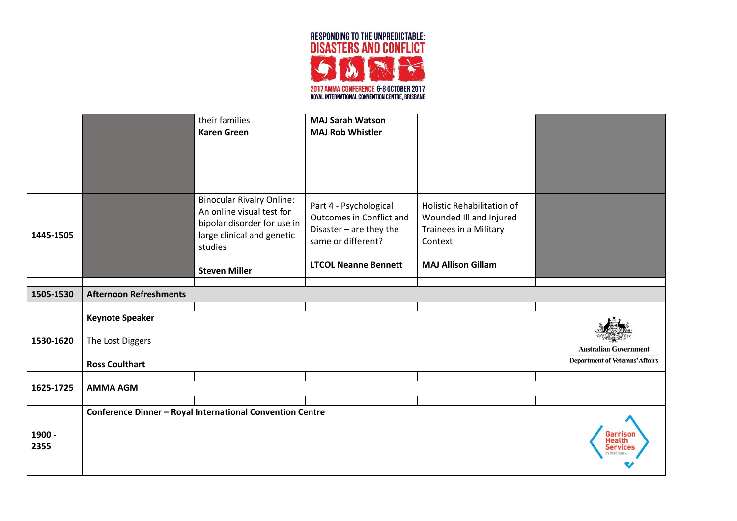| | | | | | |
|---|---|---|---|---|---|
| | | their families **Karen Green** | **MAJ Sarah Watson** **MAJ Rob Whistler** | | |
| | | | | | |
| **1445-1505** | | Binocular Rivalry Online: An online visual test for bipolar disorder for use in large clinical and genetic studies **Steven Miller** | Part 4 - Psychological Outcomes in Conflict and Disaster – are they the same or different? **LTCOL Neanne Bennett** | Holistic Rehabilitation of Wounded Ill and Injured Trainees in a Military Context **MAJ Allison Gillam** | |
| | | | | | |
| **1505-1530** | **Afternoon Refreshments** | | | | |
| | | | | | |
| **1530-1620** | **Keynote Speaker** The Lost Diggers **Ross Coulthart** | | | | Australian Government Department of Veterans' Affairs |
| | | | | | |
| **1625-1725** | **AMMA AGM** | | | | |
| | | | | | |
| **1900 - 2355** | **Conference Dinner – Royal International Convention Centre** | | | | Garrison Health Services by Medibank |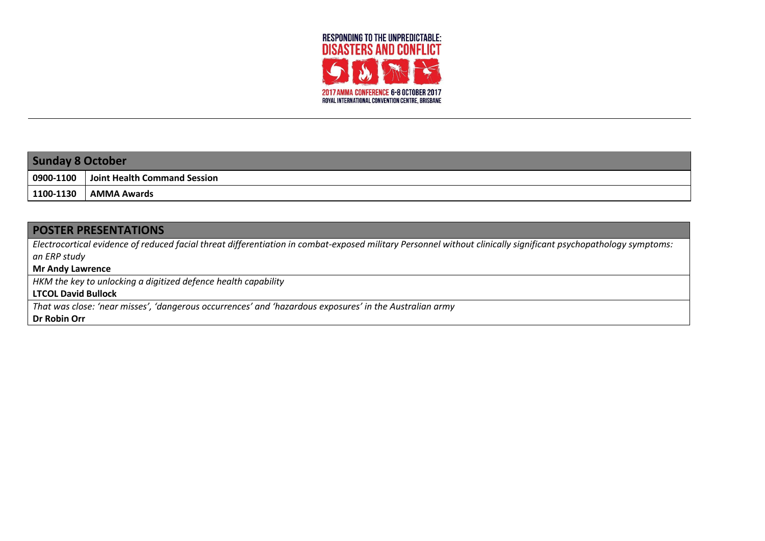| Sunday 8 October | |
|---|---|
| 0900-1100 | **Joint Health Command Session** |
| 1100-1130 | **AMMA Awards** |

## POSTER PRESENTATIONS

*Electrocortical evidence of reduced facial threat differentiation in combat-exposed military Personnel without clinically significant psychopathology symptoms: an ERP study*
**Mr Andy Lawrence**

*HKM the key to unlocking a digitized defence health capability*
**LTCOL David Bullock**

*That was close: 'near misses', 'dangerous occurrences' and 'hazardous exposures' in the Australian army*
**Dr Robin Orr**